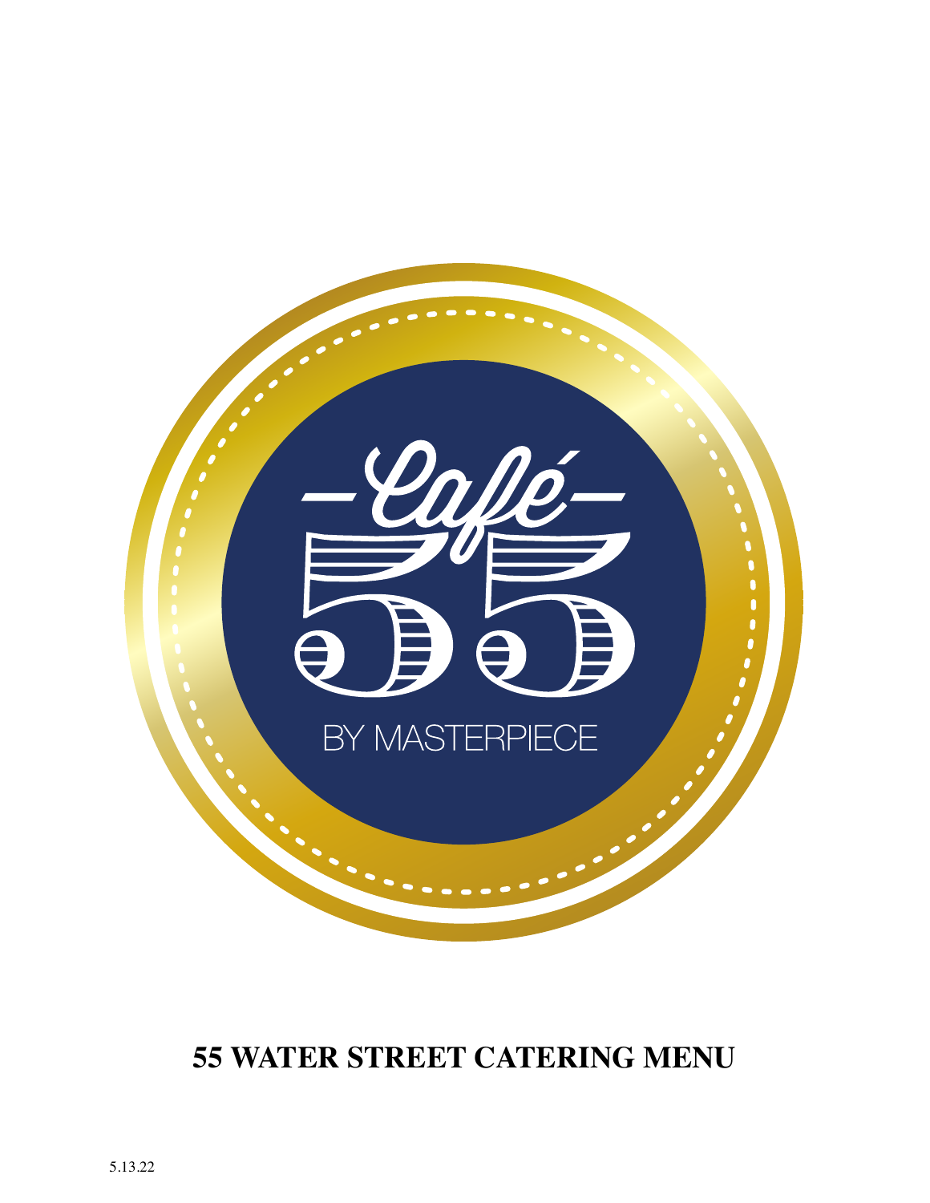Café 55

BY MASTERPIECE

# 55 WATER STREET CATERING MENU

5.13.22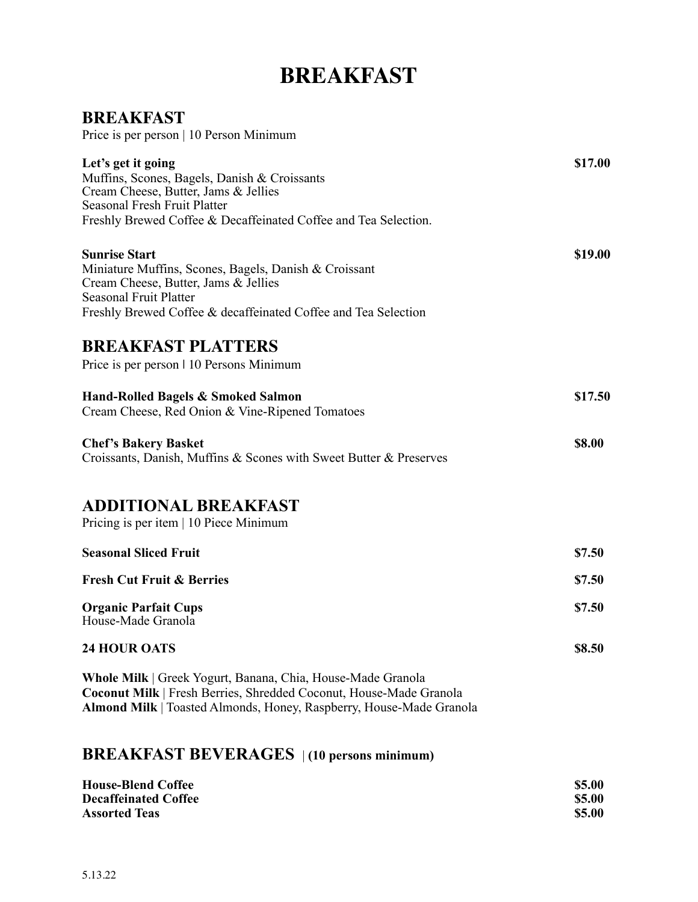# BREAKFAST

## BREAKFAST

Price is per person | 10 Person Minimum

**Let's get it going** **$17.00**
Muffins, Scones, Bagels, Danish & Croissants
Cream Cheese, Butter, Jams & Jellies
Seasonal Fresh Fruit Platter
Freshly Brewed Coffee & Decaffeinated Coffee and Tea Selection.

**Sunrise Start** **$19.00**
Miniature Muffins, Scones, Bagels, Danish & Croissant
Cream Cheese, Butter, Jams & Jellies
Seasonal Fruit Platter
Freshly Brewed Coffee & decaffeinated Coffee and Tea Selection

## BREAKFAST PLATTERS

Price is per person | 10 Persons Minimum

**Hand-Rolled Bagels & Smoked Salmon** **$17.50**
Cream Cheese, Red Onion & Vine-Ripened Tomatoes

**Chef's Bakery Basket** **$8.00**
Croissants, Danish, Muffins & Scones with Sweet Butter & Preserves

## ADDITIONAL BREAKFAST

Pricing is per item | 10 Piece Minimum

**Seasonal Sliced Fruit** **$7.50**

**Fresh Cut Fruit & Berries** **$7.50**

**Organic Parfait Cups** **$7.50**
House-Made Granola

**24 HOUR OATS** **$8.50**

**Whole Milk** | Greek Yogurt, Banana, Chia, House-Made Granola
**Coconut Milk** | Fresh Berries, Shredded Coconut, House-Made Granola
**Almond Milk** | Toasted Almonds, Honey, Raspberry, House-Made Granola

## BREAKFAST BEVERAGES | (10 persons minimum)

**House-Blend Coffee** **$5.00**
**Decaffeinated Coffee** **$5.00**
**Assorted Teas** **$5.00**

5.13.22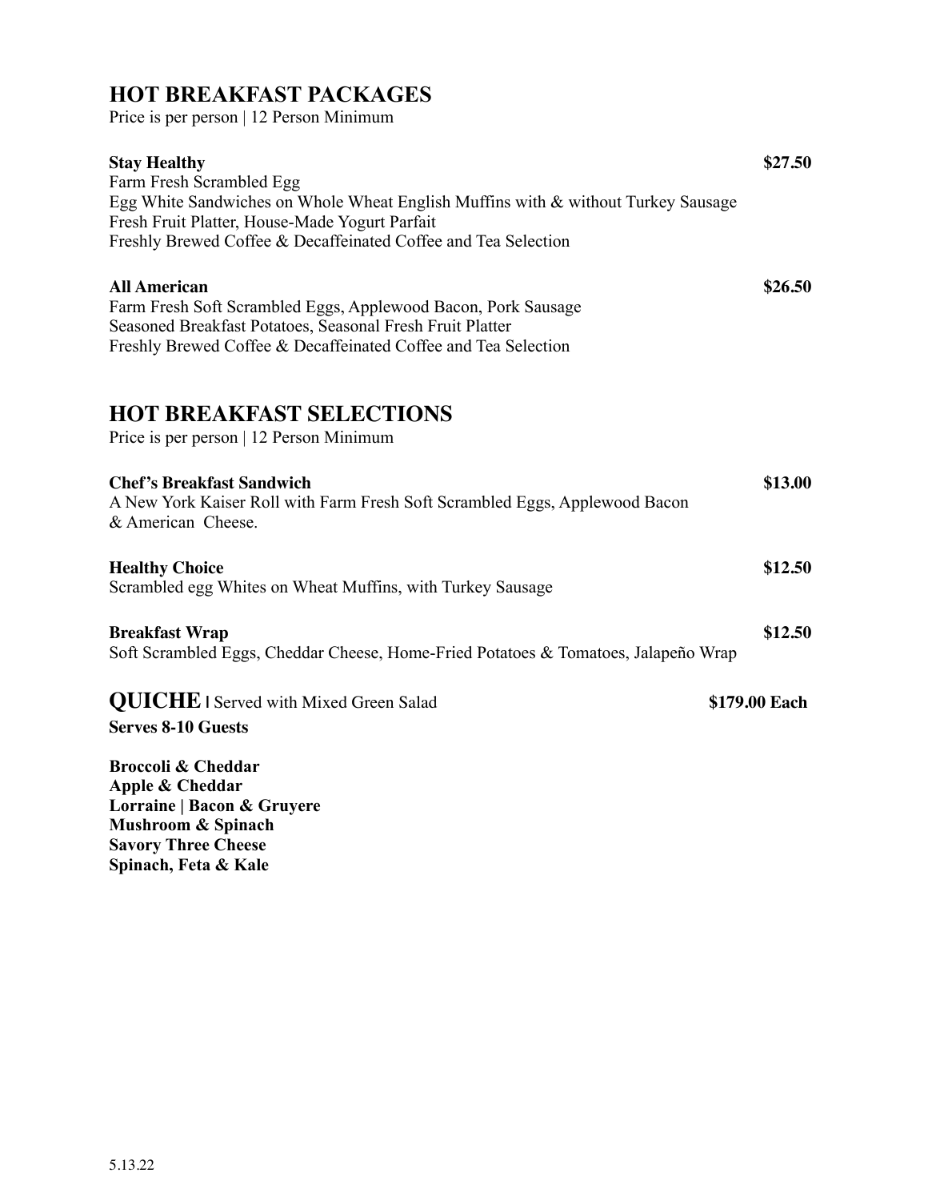## HOT BREAKFAST PACKAGES

Price is per person | 12 Person Minimum

**Stay Healthy** **$27.50**
Farm Fresh Scrambled Egg
Egg White Sandwiches on Whole Wheat English Muffins with & without Turkey Sausage
Fresh Fruit Platter, House-Made Yogurt Parfait
Freshly Brewed Coffee & Decaffeinated Coffee and Tea Selection

**All American** **$26.50**
Farm Fresh Soft Scrambled Eggs, Applewood Bacon, Pork Sausage
Seasoned Breakfast Potatoes, Seasonal Fresh Fruit Platter
Freshly Brewed Coffee & Decaffeinated Coffee and Tea Selection

## HOT BREAKFAST SELECTIONS

Price is per person | 12 Person Minimum

**Chef's Breakfast Sandwich** **$13.00**
A New York Kaiser Roll with Farm Fresh Soft Scrambled Eggs, Applewood Bacon & American Cheese.

**Healthy Choice** **$12.50**
Scrambled egg Whites on Wheat Muffins, with Turkey Sausage

**Breakfast Wrap** **$12.50**
Soft Scrambled Eggs, Cheddar Cheese, Home-Fried Potatoes & Tomatoes, Jalapeño Wrap

## QUICHE | Served with Mixed Green Salad **$179.00 Each**

**Serves 8-10 Guests**

**Broccoli & Cheddar**
**Apple & Cheddar**
**Lorraine | Bacon & Gruyere**
**Mushroom & Spinach**
**Savory Three Cheese**
**Spinach, Feta & Kale**

5.13.22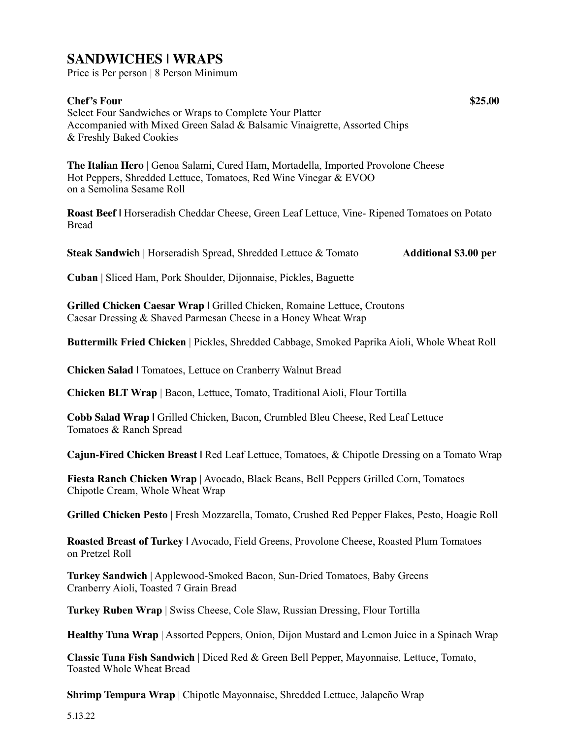## SANDWICHES | WRAPS

Price is Per person | 8 Person Minimum

**Chef's Four** **$25.00**

Select Four Sandwiches or Wraps to Complete Your Platter
Accompanied with Mixed Green Salad & Balsamic Vinaigrette, Assorted Chips & Freshly Baked Cookies

**The Italian Hero** | Genoa Salami, Cured Ham, Mortadella, Imported Provolone Cheese Hot Peppers, Shredded Lettuce, Tomatoes, Red Wine Vinegar & EVOO on a Semolina Sesame Roll

**Roast Beef |** Horseradish Cheddar Cheese, Green Leaf Lettuce, Vine- Ripened Tomatoes on Potato Bread

**Steak Sandwich** | Horseradish Spread, Shredded Lettuce & Tomato **Additional $3.00 per**

**Cuban** | Sliced Ham, Pork Shoulder, Dijonnaise, Pickles, Baguette

**Grilled Chicken Caesar Wrap |** Grilled Chicken, Romaine Lettuce, Croutons Caesar Dressing & Shaved Parmesan Cheese in a Honey Wheat Wrap

**Buttermilk Fried Chicken** | Pickles, Shredded Cabbage, Smoked Paprika Aioli, Whole Wheat Roll

**Chicken Salad |** Tomatoes, Lettuce on Cranberry Walnut Bread

**Chicken BLT Wrap** | Bacon, Lettuce, Tomato, Traditional Aioli, Flour Tortilla

**Cobb Salad Wrap |** Grilled Chicken, Bacon, Crumbled Bleu Cheese, Red Leaf Lettuce Tomatoes & Ranch Spread

**Cajun-Fired Chicken Breast |** Red Leaf Lettuce, Tomatoes, & Chipotle Dressing on a Tomato Wrap

**Fiesta Ranch Chicken Wrap** | Avocado, Black Beans, Bell Peppers Grilled Corn, Tomatoes Chipotle Cream, Whole Wheat Wrap

**Grilled Chicken Pesto** | Fresh Mozzarella, Tomato, Crushed Red Pepper Flakes, Pesto, Hoagie Roll

**Roasted Breast of Turkey |** Avocado, Field Greens, Provolone Cheese, Roasted Plum Tomatoes on Pretzel Roll

**Turkey Sandwich** | Applewood-Smoked Bacon, Sun-Dried Tomatoes, Baby Greens Cranberry Aioli, Toasted 7 Grain Bread

**Turkey Ruben Wrap** | Swiss Cheese, Cole Slaw, Russian Dressing, Flour Tortilla

**Healthy Tuna Wrap** | Assorted Peppers, Onion, Dijon Mustard and Lemon Juice in a Spinach Wrap

**Classic Tuna Fish Sandwich** | Diced Red & Green Bell Pepper, Mayonnaise, Lettuce, Tomato, Toasted Whole Wheat Bread

**Shrimp Tempura Wrap** | Chipotle Mayonnaise, Shredded Lettuce, Jalapeño Wrap

5.13.22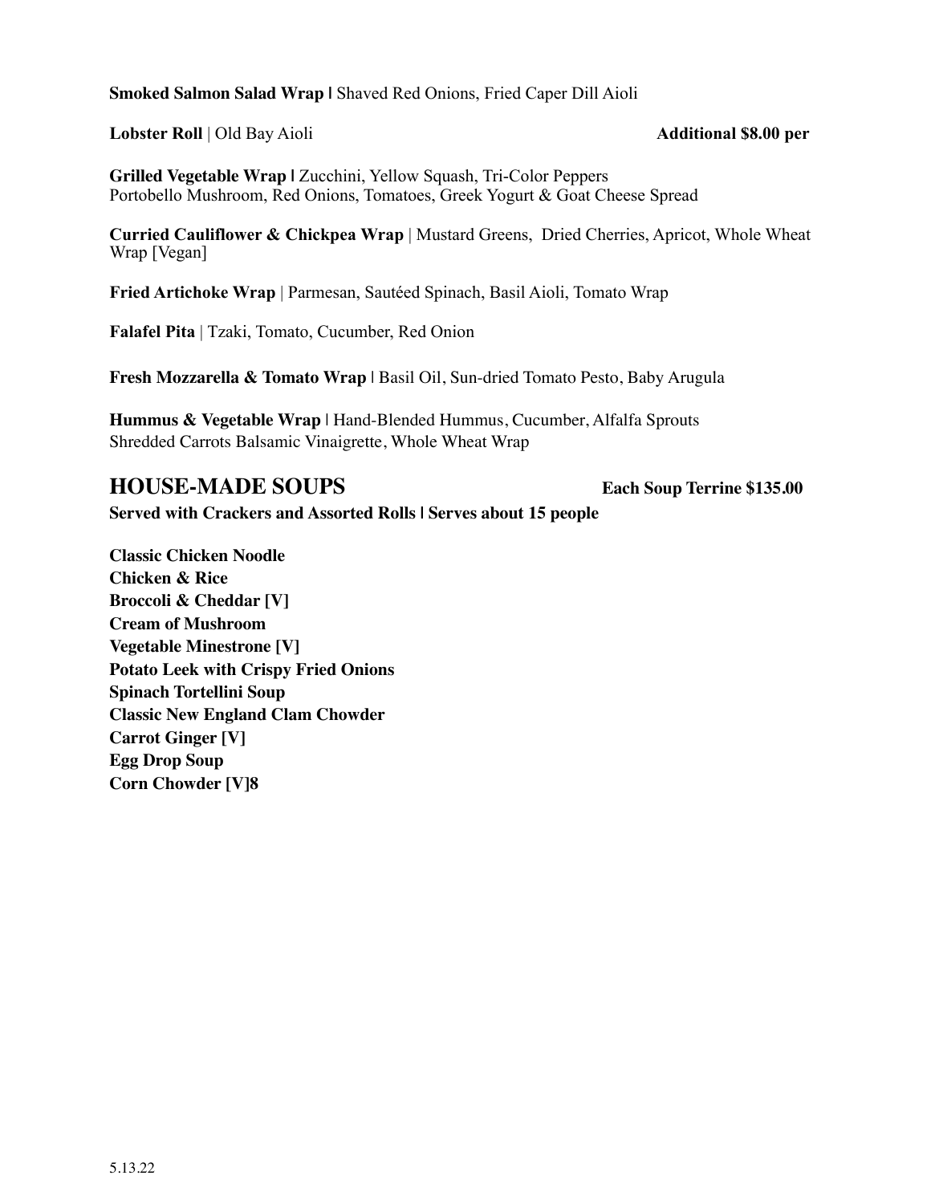**Smoked Salmon Salad Wrap |** Shaved Red Onions, Fried Caper Dill Aioli

**Lobster Roll** | Old Bay Aioli **Additional $8.00 per**

**Grilled Vegetable Wrap |** Zucchini, Yellow Squash, Tri-Color Peppers
Portobello Mushroom, Red Onions, Tomatoes, Greek Yogurt & Goat Cheese Spread

**Curried Cauliflower & Chickpea Wrap** | Mustard Greens, Dried Cherries, Apricot, Whole Wheat Wrap [Vegan]

**Fried Artichoke Wrap** | Parmesan, Sautéed Spinach, Basil Aioli, Tomato Wrap

**Falafel Pita** | Tzaki, Tomato, Cucumber, Red Onion

**Fresh Mozzarella & Tomato Wrap |** Basil Oil, Sun-dried Tomato Pesto, Baby Arugula

**Hummus & Vegetable Wrap |** Hand-Blended Hummus, Cucumber, Alfalfa Sprouts
Shredded Carrots Balsamic Vinaigrette, Whole Wheat Wrap

## HOUSE-MADE SOUPS **Each Soup Terrine $135.00**

**Served with Crackers and Assorted Rolls | Serves about 15 people**

**Classic Chicken Noodle**
**Chicken & Rice**
**Broccoli & Cheddar [V]**
**Cream of Mushroom**
**Vegetable Minestrone [V]**
**Potato Leek with Crispy Fried Onions**
**Spinach Tortellini Soup**
**Classic New England Clam Chowder**
**Carrot Ginger [V]**
**Egg Drop Soup**
**Corn Chowder [V]8**

5.13.22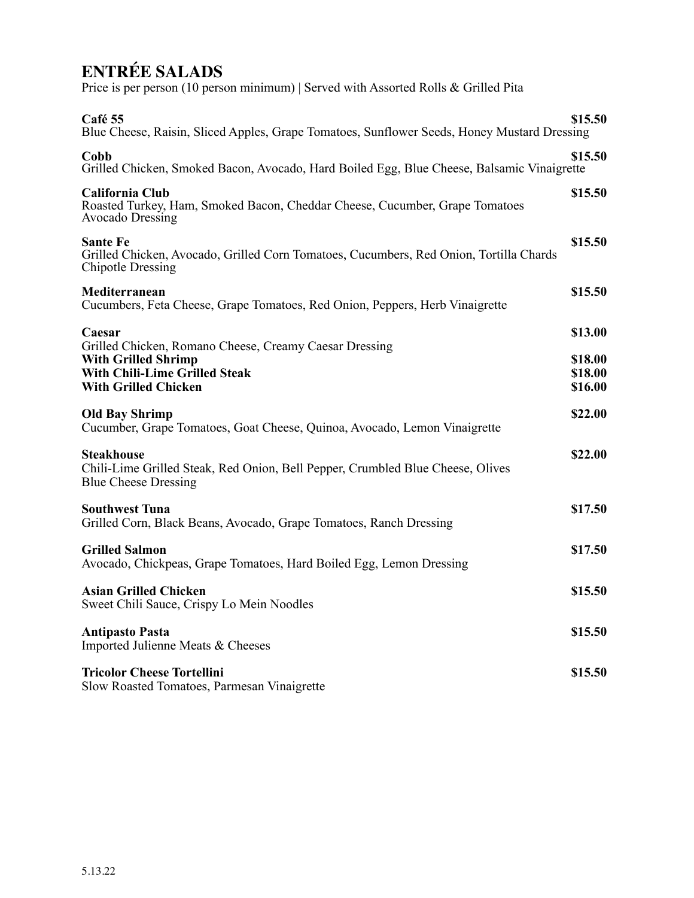# ENTRÉE SALADS

Price is per person (10 person minimum) | Served with Assorted Rolls & Grilled Pita

**Café 55** **$15.50**
Blue Cheese, Raisin, Sliced Apples, Grape Tomatoes, Sunflower Seeds, Honey Mustard Dressing

**Cobb** **$15.50**
Grilled Chicken, Smoked Bacon, Avocado, Hard Boiled Egg, Blue Cheese, Balsamic Vinaigrette

**California Club** **$15.50**
Roasted Turkey, Ham, Smoked Bacon, Cheddar Cheese, Cucumber, Grape Tomatoes
Avocado Dressing

**Sante Fe** **$15.50**
Grilled Chicken, Avocado, Grilled Corn Tomatoes, Cucumbers, Red Onion, Tortilla Chards
Chipotle Dressing

**Mediterranean** **$15.50**
Cucumbers, Feta Cheese, Grape Tomatoes, Red Onion, Peppers, Herb Vinaigrette

**Caesar** **$13.00**
Grilled Chicken, Romano Cheese, Creamy Caesar Dressing
**With Grilled Shrimp** **$18.00**
**With Chili-Lime Grilled Steak** **$18.00**
**With Grilled Chicken** **$16.00**

**Old Bay Shrimp** **$22.00**
Cucumber, Grape Tomatoes, Goat Cheese, Quinoa, Avocado, Lemon Vinaigrette

**Steakhouse** **$22.00**
Chili-Lime Grilled Steak, Red Onion, Bell Pepper, Crumbled Blue Cheese, Olives
Blue Cheese Dressing

**Southwest Tuna** **$17.50**
Grilled Corn, Black Beans, Avocado, Grape Tomatoes, Ranch Dressing

**Grilled Salmon** **$17.50**
Avocado, Chickpeas, Grape Tomatoes, Hard Boiled Egg, Lemon Dressing

**Asian Grilled Chicken** **$15.50**
Sweet Chili Sauce, Crispy Lo Mein Noodles

**Antipasto Pasta** **$15.50**
Imported Julienne Meats & Cheeses

**Tricolor Cheese Tortellini** **$15.50**
Slow Roasted Tomatoes, Parmesan Vinaigrette

5.13.22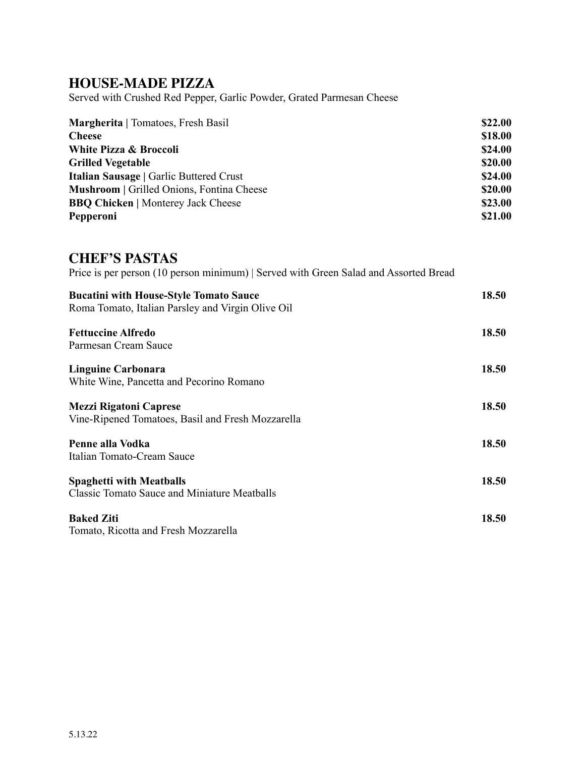## HOUSE-MADE PIZZA

Served with Crushed Red Pepper, Garlic Powder, Grated Parmesan Cheese

| Item | Price |
| --- | --- |
| **Margherita \|** Tomatoes, Fresh Basil | **$22.00** |
| **Cheese** | **$18.00** |
| **White Pizza & Broccoli** | **$24.00** |
| **Grilled Vegetable** | **$20.00** |
| **Italian Sausage \|** Garlic Buttered Crust | **$24.00** |
| **Mushroom \|** Grilled Onions, Fontina Cheese | **$20.00** |
| **BBQ Chicken \|** Monterey Jack Cheese | **$23.00** |
| **Pepperoni** | **$21.00** |

## CHEF'S PASTAS

Price is per person (10 person minimum) | Served with Green Salad and Assorted Bread

**Bucatini with House-Style Tomato Sauce** — **18.50**
Roma Tomato, Italian Parsley and Virgin Olive Oil

**Fettuccine Alfredo** — **18.50**
Parmesan Cream Sauce

**Linguine Carbonara** — **18.50**
White Wine, Pancetta and Pecorino Romano

**Mezzi Rigatoni Caprese** — **18.50**
Vine-Ripened Tomatoes, Basil and Fresh Mozzarella

**Penne alla Vodka** — **18.50**
Italian Tomato-Cream Sauce

**Spaghetti with Meatballs** — **18.50**
Classic Tomato Sauce and Miniature Meatballs

**Baked Ziti** — **18.50**
Tomato, Ricotta and Fresh Mozzarella

5.13.22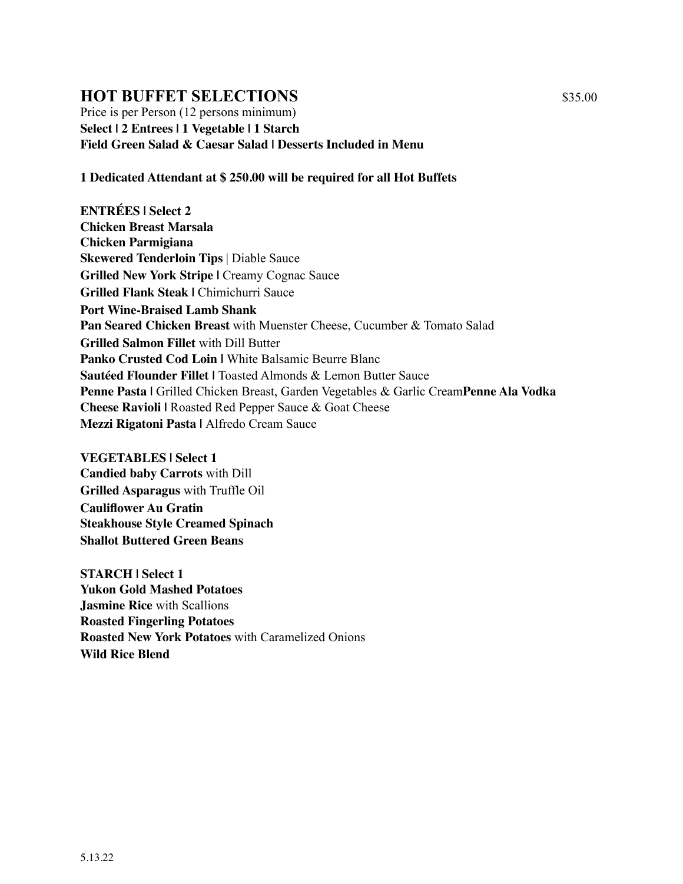## HOT BUFFET SELECTIONS $35.00

Price is per Person (12 persons minimum)
**Select | 2 Entrees | 1 Vegetable | 1 Starch**
**Field Green Salad & Caesar Salad | Desserts Included in Menu**

**1 Dedicated Attendant at $ 250.00 will be required for all Hot Buffets**

**ENTRÉES | Select 2**
**Chicken Breast Marsala**
**Chicken Parmigiana**
**Skewered Tenderloin Tips** | Diable Sauce
**Grilled New York Stripe |** Creamy Cognac Sauce
**Grilled Flank Steak |** Chimichurri Sauce
**Port Wine-Braised Lamb Shank**
**Pan Seared Chicken Breast** with Muenster Cheese, Cucumber & Tomato Salad
**Grilled Salmon Fillet** with Dill Butter
**Panko Crusted Cod Loin |** White Balsamic Beurre Blanc
**Sautéed Flounder Fillet |** Toasted Almonds & Lemon Butter Sauce
**Penne Pasta |** Grilled Chicken Breast, Garden Vegetables & Garlic Cream**Penne Ala Vodka**
**Cheese Ravioli |** Roasted Red Pepper Sauce & Goat Cheese
**Mezzi Rigatoni Pasta |** Alfredo Cream Sauce

**VEGETABLES | Select 1**
**Candied baby Carrots** with Dill
**Grilled Asparagus** with Truffle Oil
**Cauliflower Au Gratin**
**Steakhouse Style Creamed Spinach**
**Shallot Buttered Green Beans**

**STARCH | Select 1**
**Yukon Gold Mashed Potatoes**
**Jasmine Rice** with Scallions
**Roasted Fingerling Potatoes**
**Roasted New York Potatoes** with Caramelized Onions
**Wild Rice Blend**

5.13.22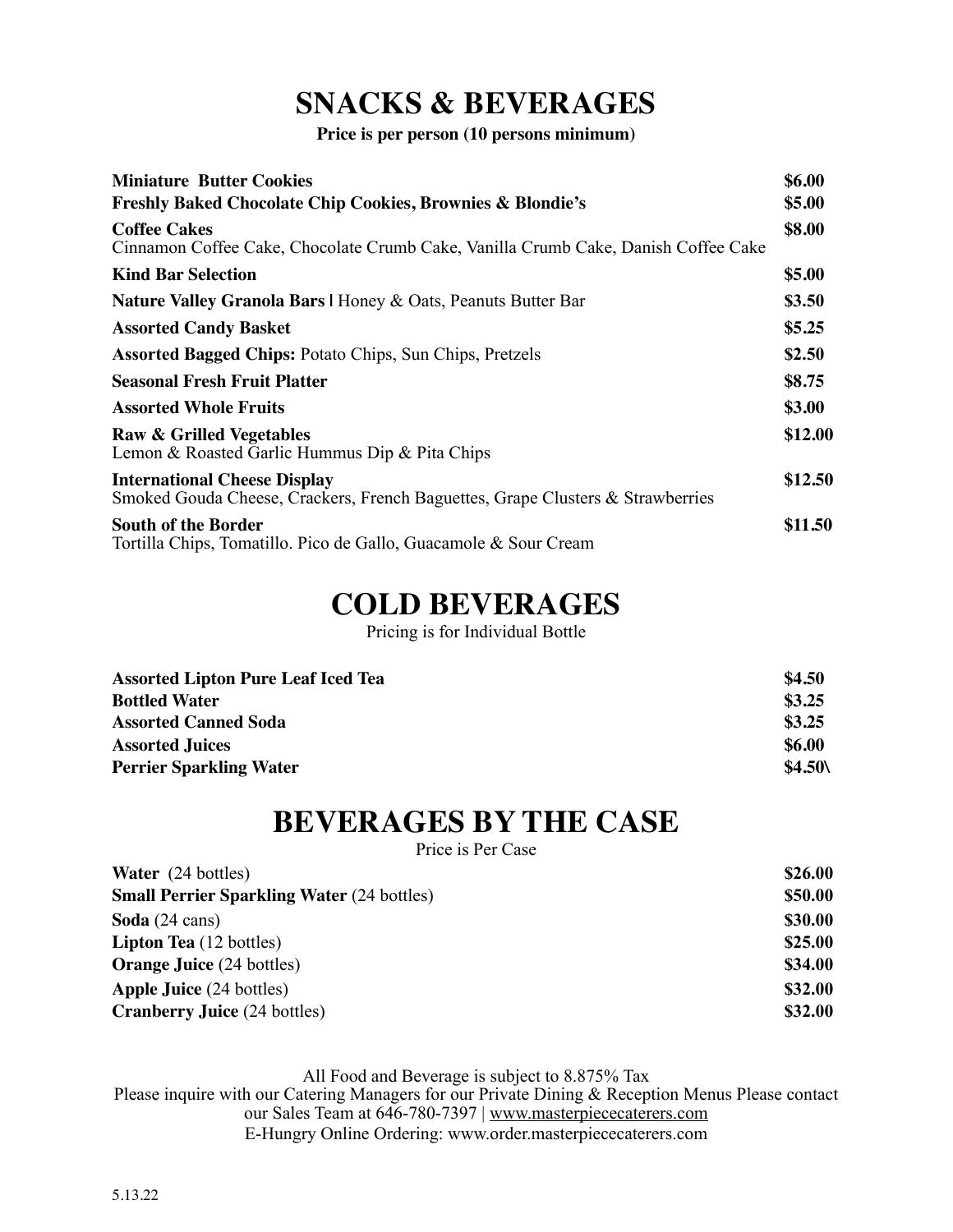# SNACKS & BEVERAGES

**Price is per person (10 persons minimum)**

| | |
|---|---|
| **Miniature Butter Cookies** | **$6.00** |
| **Freshly Baked Chocolate Chip Cookies, Brownies & Blondie's** | **$5.00** |
| **Coffee Cakes**<br>Cinnamon Coffee Cake, Chocolate Crumb Cake, Vanilla Crumb Cake, Danish Coffee Cake | **$8.00** |
| **Kind Bar Selection** | **$5.00** |
| **Nature Valley Granola Bars l** Honey & Oats, Peanuts Butter Bar | **$3.50** |
| **Assorted Candy Basket** | **$5.25** |
| **Assorted Bagged Chips:** Potato Chips, Sun Chips, Pretzels | **$2.50** |
| **Seasonal Fresh Fruit Platter** | **$8.75** |
| **Assorted Whole Fruits** | **$3.00** |
| **Raw & Grilled Vegetables**<br>Lemon & Roasted Garlic Hummus Dip & Pita Chips | **$12.00** |
| **International Cheese Display**<br>Smoked Gouda Cheese, Crackers, French Baguettes, Grape Clusters & Strawberries | **$12.50** |
| **South of the Border**<br>Tortilla Chips, Tomatillo. Pico de Gallo, Guacamole & Sour Cream | **$11.50** |

# COLD BEVERAGES

Pricing is for Individual Bottle

| | |
|---|---|
| **Assorted Lipton Pure Leaf Iced Tea** | **$4.50** |
| **Bottled Water** | **$3.25** |
| **Assorted Canned Soda** | **$3.25** |
| **Assorted Juices** | **$6.00** |
| **Perrier Sparkling Water** | **$4.50\** |

# BEVERAGES BY THE CASE

Price is Per Case

| | |
|---|---|
| **Water** (24 bottles) | **$26.00** |
| **Small Perrier Sparkling Water** (24 bottles) | **$50.00** |
| **Soda** (24 cans) | **$30.00** |
| **Lipton Tea** (12 bottles) | **$25.00** |
| **Orange Juice** (24 bottles) | **$34.00** |
| **Apple Juice** (24 bottles) | **$32.00** |
| **Cranberry Juice** (24 bottles) | **$32.00** |

All Food and Beverage is subject to 8.875% Tax
Please inquire with our Catering Managers for our Private Dining & Reception Menus Please contact our Sales Team at 646-780-7397 | www.masterpiececaterers.com
E-Hungry Online Ordering: www.order.masterpiececaterers.com

5.13.22